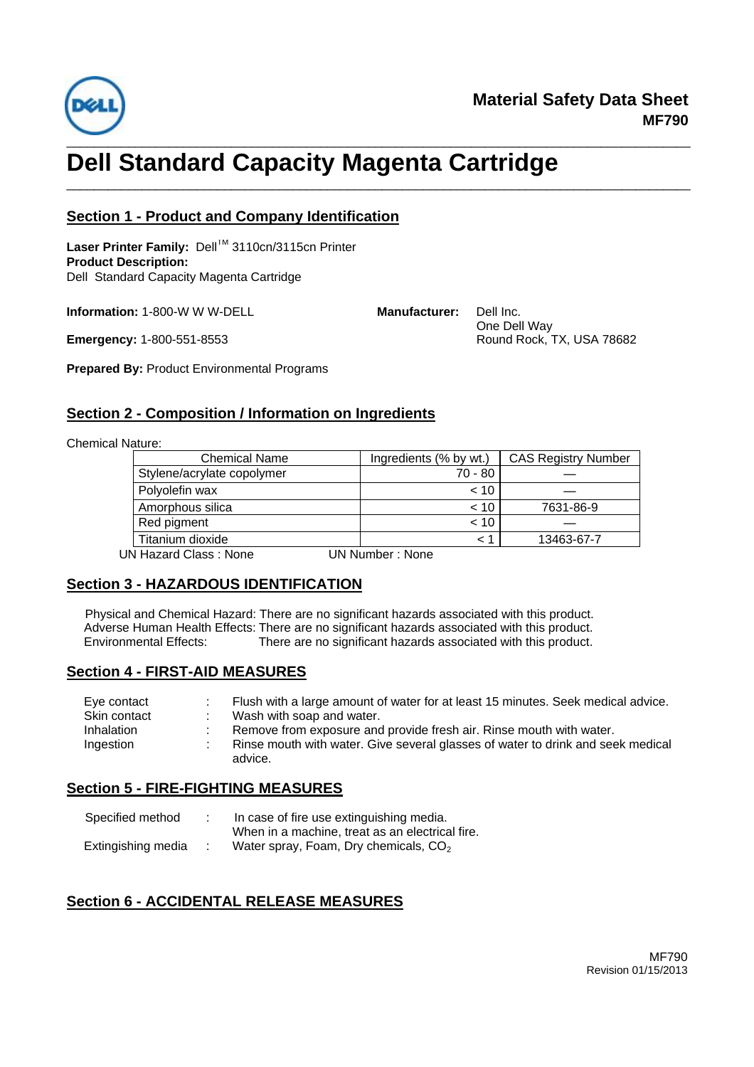# Material Safety Data Sheet
**MF790**

# Dell Standard Capacity Magenta Cartridge

## Section 1 - Product and Company Identification

**Laser Printer Family:** Dell™ 3110cn/3115cn Printer
**Product Description:**
Dell Standard Capacity Magenta Cartridge

**Information:** 1-800-W W W-DELL

**Emergency:** 1-800-551-8553

**Manufacturer:** Dell Inc.
One Dell Way
Round Rock, TX, USA 78682

**Prepared By:** Product Environmental Programs

## Section 2 - Composition / Information on Ingredients

Chemical Nature:

| Chemical Name | Ingredients (% by wt.) | CAS Registry Number |
|---|---|---|
| Stylene/acrylate copolymer | 70 - 80 | — |
| Polyolefin wax | < 10 | — |
| Amorphous silica | < 10 | 7631-86-9 |
| Red pigment | < 10 | — |
| Titanium dioxide | < 1 | 13463-67-7 |

UN Hazard Class : None UN Number : None

## Section 3 - HAZARDOUS IDENTIFICATION

Physical and Chemical Hazard: There are no significant hazards associated with this product.
Adverse Human Health Effects: There are no significant hazards associated with this product.
Environmental Effects: There are no significant hazards associated with this product.

## Section 4 - FIRST-AID MEASURES

- Eye contact : Flush with a large amount of water for at least 15 minutes. Seek medical advice.
- Skin contact : Wash with soap and water.
- Inhalation : Remove from exposure and provide fresh air. Rinse mouth with water.
- Ingestion : Rinse mouth with water. Give several glasses of water to drink and seek medical advice.

## Section 5 - FIRE-FIGHTING MEASURES

- Specified method : In case of fire use extinguishing media. When in a machine, treat as an electrical fire.
- Extinguishing media : Water spray, Foam, Dry chemicals, $CO_2$

## Section 6 - ACCIDENTAL RELEASE MEASURES

MF790
Revision 01/15/2013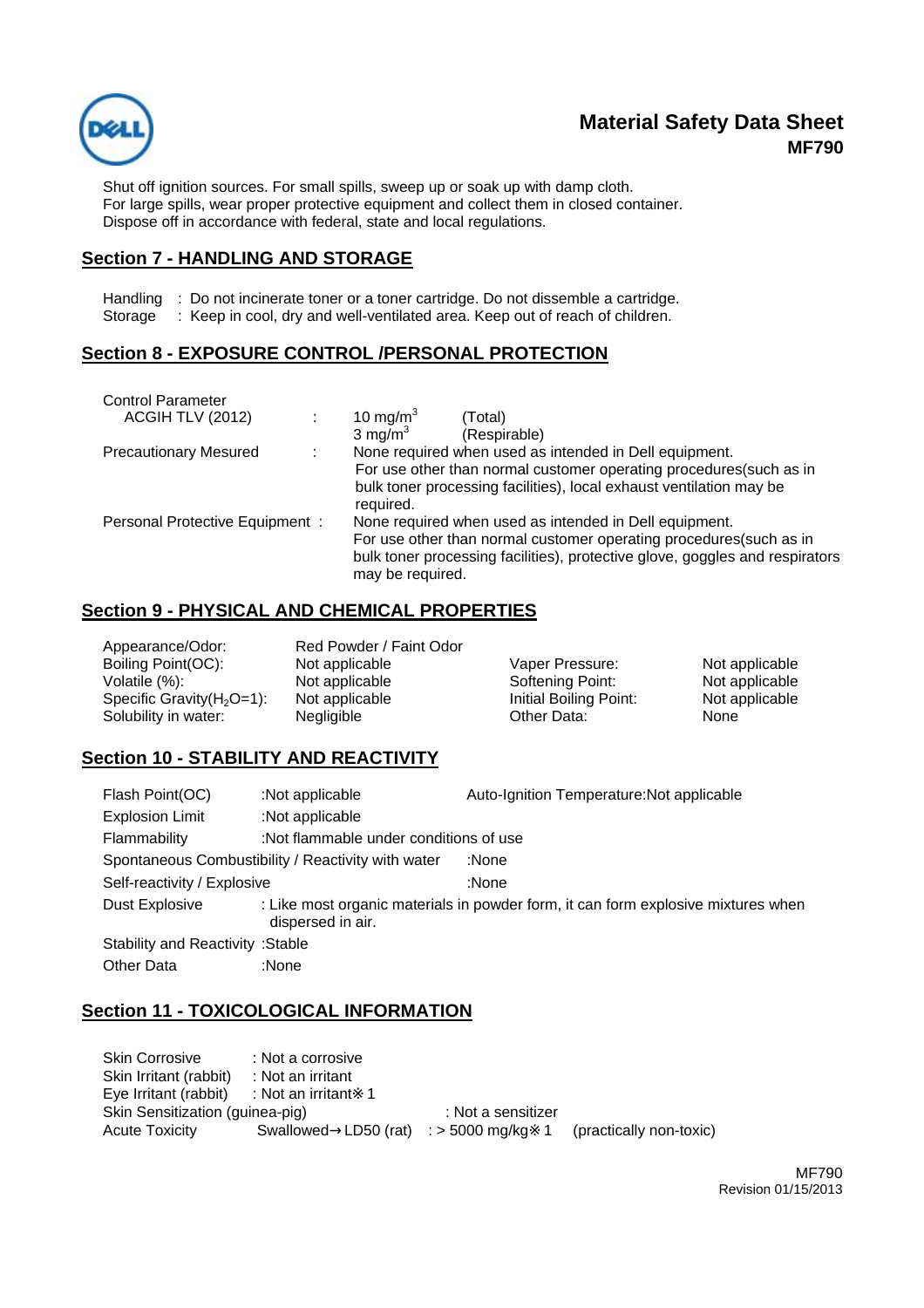Shut off ignition sources. For small spills, sweep up or soak up with damp cloth.
For large spills, wear proper protective equipment and collect them in closed container.
Dispose off in accordance with federal, state and local regulations.

## Section 7 - HANDLING AND STORAGE

Handling : Do not incinerate toner or a toner cartridge. Do not dissemble a cartridge.
Storage : Keep in cool, dry and well-ventilated area. Keep out of reach of children.

## Section 8 - EXPOSURE CONTROL /PERSONAL PROTECTION

Control Parameter

| | | | |
|---|---|---|---|
| ACGIH TLV (2012) | : | 10 $mg/m^3$ | (Total) |
| | | 3 $mg/m^3$ | (Respirable) |

Precautionary Mesured : None required when used as intended in Dell equipment. For use other than normal customer operating procedures(such as in bulk toner processing facilities), local exhaust ventilation may be required.

Personal Protective Equipment : None required when used as intended in Dell equipment. For use other than normal customer operating procedures(such as in bulk toner processing facilities), protective glove, goggles and respirators may be required.

## Section 9 - PHYSICAL AND CHEMICAL PROPERTIES

| | | | |
|---|---|---|---|
| Appearance/Odor: | Red Powder / Faint Odor | | |
| Boiling Point(OC): | Not applicable | Vaper Pressure: | Not applicable |
| Volatile (%): | Not applicable | Softening Point: | Not applicable |
| Specific Gravity($H_2O$=1): | Not applicable | Initial Boiling Point: | Not applicable |
| Solubility in water: | Negligible | Other Data: | None |

## Section 10 - STABILITY AND REACTIVITY

Flash Point(OC) :Not applicable Auto-Ignition Temperature:Not applicable

Explosion Limit :Not applicable

Flammability :Not flammable under conditions of use

Spontaneous Combustibility / Reactivity with water :None

Self-reactivity / Explosive :None

Dust Explosive : Like most organic materials in powder form, it can form explosive mixtures when dispersed in air.

Stability and Reactivity :Stable

Other Data :None

## Section 11 - TOXICOLOGICAL INFORMATION

Skin Corrosive : Not a corrosive
Skin Irritant (rabbit) : Not an irritant
Eye Irritant (rabbit) : Not an irritant※1
Skin Sensitization (guinea-pig) : Not a sensitizer
Acute Toxicity Swallowed→LD50 (rat) : > 5000 mg/kg※1 (practically non-toxic)

MF790
Revision 01/15/2013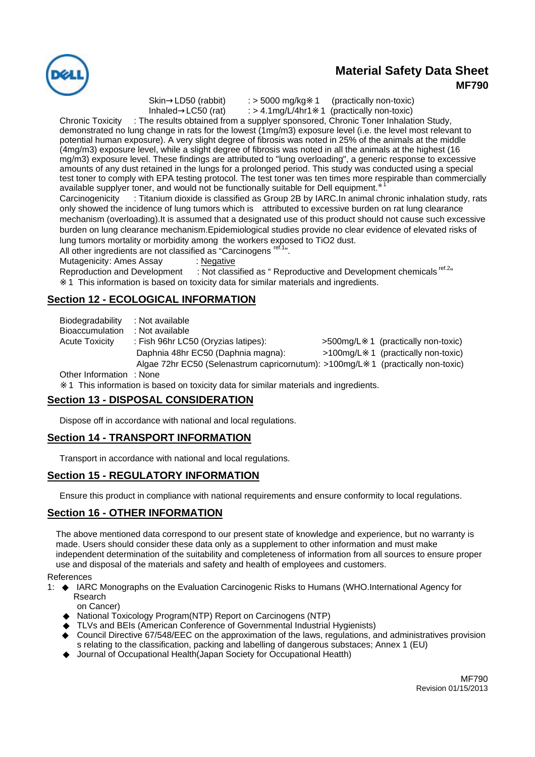Skin→LD50 (rabbit) : > 5000 mg/kg※1 (practically non-toxic)
Inhaled→LC50 (rat) : > 4.1mg/L/4hr1※1 (practically non-toxic)

Chronic Toxicity : The results obtained from a supplyer sponsored, Chronic Toner Inhalation Study, demonstrated no lung change in rats for the lowest (1mg/m3) exposure level (i.e. the level most relevant to potential human exposure). A very slight degree of fibrosis was noted in 25% of the animals at the middle (4mg/m3) exposure level, while a slight degree of fibrosis was noted in all the animals at the highest (16 mg/m3) exposure level. These findings are attributed to "lung overloading", a generic response to excessive amounts of any dust retained in the lungs for a prolonged period. This study was conducted using a special test toner to comply with EPA testing protocol. The test toner was ten times more respirable than commercially available supplyer toner, and would not be functionally suitable for Dell equipment.※1

Carcinogenicity : Titanium dioxide is classified as Group 2B by IARC.In animal chronic inhalation study, rats only showed the incidence of lung tumors which is attributed to excessive burden on rat lung clearance mechanism (overloading).It is assumed that a designated use of this product should not cause such excessive burden on lung clearance mechanism.Epidemiological studies provide no clear evidence of elevated risks of lung tumors mortality or morbidity among the workers exposed to TiO2 dust.

All other ingredients are not classified as "Carcinogens ref.1".

Mutagenicity: Ames Assay : Negative

Reproduction and Development : Not classified as " Reproductive and Development chemicals ref.2"

※1 This information is based on toxicity data for similar materials and ingredients.

## Section 12 - ECOLOGICAL INFORMATION

Biodegradability : Not available
Bioaccumulation : Not available
Acute Toxicity : Fish 96hr LC50 (Oryzias latipes): >500mg/L※1 (practically non-toxic)
Daphnia 48hr EC50 (Daphnia magna): >100mg/L※1 (practically non-toxic)
Algae 72hr EC50 (Selenastrum capricornutum): >100mg/L※1 (practically non-toxic)
Other Information : None

※1 This information is based on toxicity data for similar materials and ingredients.

## Section 13 - DISPOSAL CONSIDERATION

Dispose off in accordance with national and local regulations.

## Section 14 - TRANSPORT INFORMATION

Transport in accordance with national and local regulations.

## Section 15 - REGULATORY INFORMATION

Ensure this product in compliance with national requirements and ensure conformity to local regulations.

## Section 16 - OTHER INFORMATION

The above mentioned data correspond to our present state of knowledge and experience, but no warranty is made. Users should consider these data only as a supplement to other information and must make independent determination of the suitability and completeness of information from all sources to ensure proper use and disposal of the materials and safety and health of employees and customers.

References

1:
- IARC Monographs on the Evaluation Carcinogenic Risks to Humans (WHO.International Agency for Rsearch on Cancer)
- National Toxicology Program(NTP) Report on Carcinogens (NTP)
- TLVs and BEIs (American Conference of Governmental Industrial Hygienists)
- Council Directive 67/548/EEC on the approximation of the laws, regulations, and administratives provision s relating to the classification, packing and labelling of dangerous substaces; Annex 1 (EU)
- Journal of Occupational Health(Japan Society for Occupational Heatth)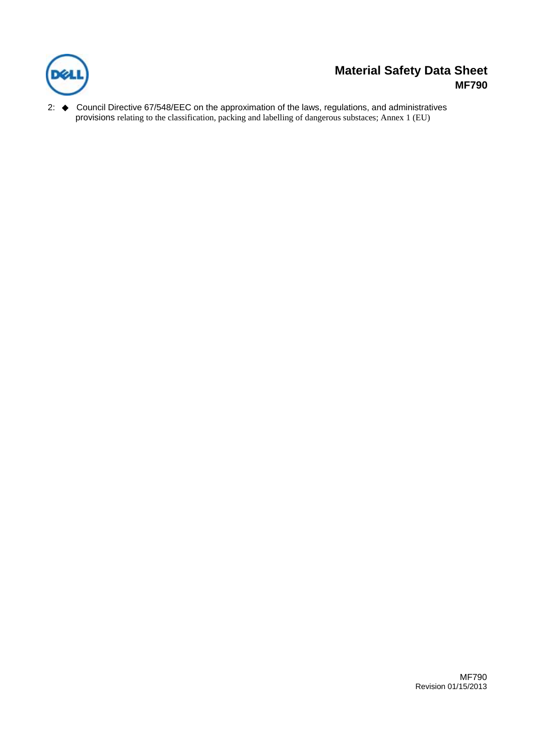2: ◆ Council Directive 67/548/EEC on the approximation of the laws, regulations, and administratives provisions relating to the classification, packing and labelling of dangerous substaces; Annex 1 (EU)